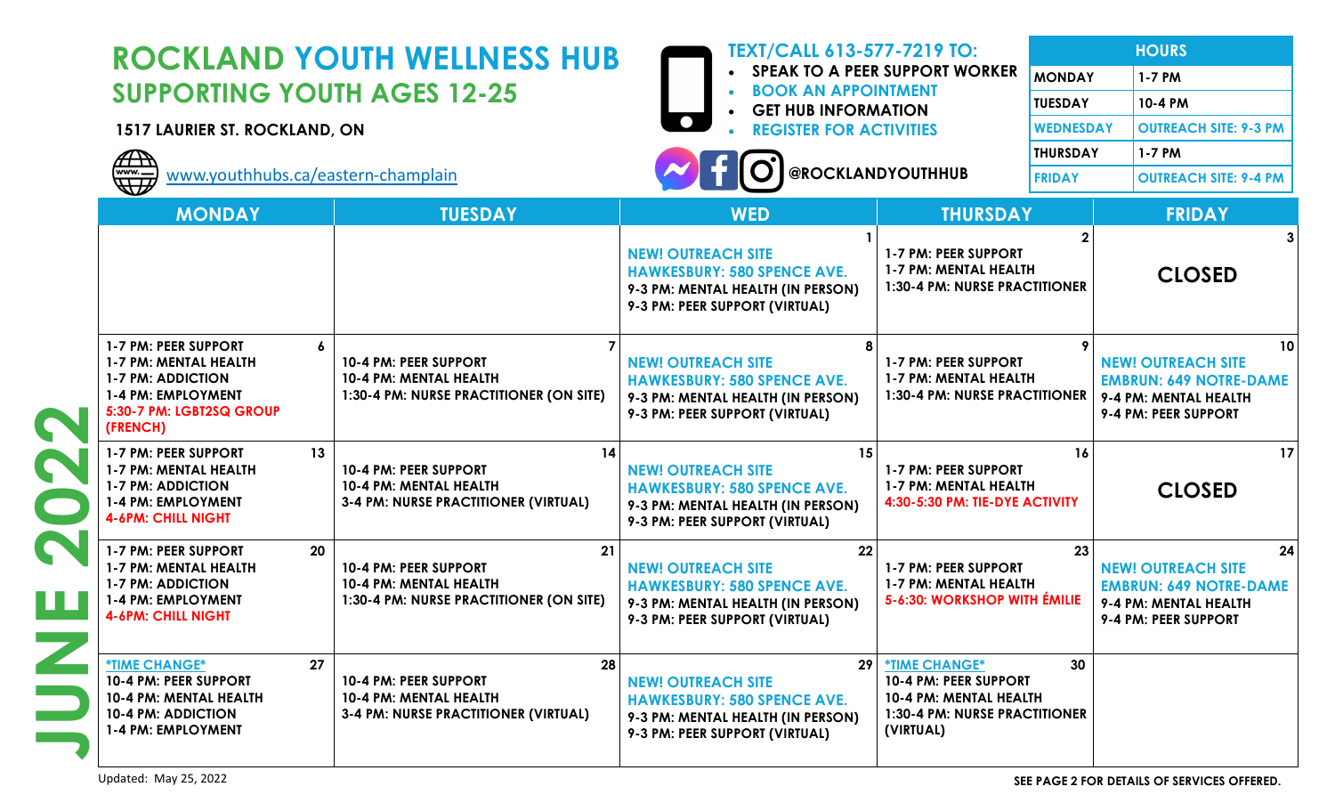# ROCKLAND YOUTH WELLNESS HUB
## SUPPORTING YOUTH AGES 12-25

**1517 LAURIER ST. ROCKLAND, ON**

www.youthhubs.ca/eastern-champlain

**TEXT/CALL 613-577-7219 TO:**

- SPEAK TO A PEER SUPPORT WORKER
- BOOK AN APPOINTMENT
- GET HUB INFORMATION
- REGISTER FOR ACTIVITIES

@ROCKLANDYOUTHHUB

| HOURS | |
|---|---|
| MONDAY | 1-7 PM |
| TUESDAY | 10-4 PM |
| WEDNESDAY | OUTREACH SITE: 9-3 PM |
| THURSDAY | 1-7 PM |
| FRIDAY | OUTREACH SITE: 9-4 PM |

# JUNE 2022

| MONDAY | TUESDAY | WED | THURSDAY | FRIDAY |
|---|---|---|---|---|
| | | **1**<br>NEW! OUTREACH SITE<br>HAWKESBURY: 580 SPENCE AVE.<br>9-3 PM: MENTAL HEALTH (IN PERSON)<br>9-3 PM: PEER SUPPORT (VIRTUAL) | **2**<br>1-7 PM: PEER SUPPORT<br>1-7 PM: MENTAL HEALTH<br>1:30-4 PM: NURSE PRACTITIONER | **3**<br>CLOSED |
| **6**<br>1-7 PM: PEER SUPPORT<br>1-7 PM: MENTAL HEALTH<br>1-7 PM: ADDICTION<br>1-4 PM: EMPLOYMENT<br>5:30-7 PM: LGBT2SQ GROUP (FRENCH) | **7**<br>10-4 PM: PEER SUPPORT<br>10-4 PM: MENTAL HEALTH<br>1:30-4 PM: NURSE PRACTITIONER (ON SITE) | **8**<br>NEW! OUTREACH SITE<br>HAWKESBURY: 580 SPENCE AVE.<br>9-3 PM: MENTAL HEALTH (IN PERSON)<br>9-3 PM: PEER SUPPORT (VIRTUAL) | **9**<br>1-7 PM: PEER SUPPORT<br>1-7 PM: MENTAL HEALTH<br>1:30-4 PM: NURSE PRACTITIONER | **10**<br>NEW! OUTREACH SITE<br>EMBRUN: 649 NOTRE-DAME<br>9-4 PM: MENTAL HEALTH<br>9-4 PM: PEER SUPPORT |
| **13**<br>1-7 PM: PEER SUPPORT<br>1-7 PM: MENTAL HEALTH<br>1-7 PM: ADDICTION<br>1-4 PM: EMPLOYMENT<br>4-6PM: CHILL NIGHT | **14**<br>10-4 PM: PEER SUPPORT<br>10-4 PM: MENTAL HEALTH<br>3-4 PM: NURSE PRACTITIONER (VIRTUAL) | **15**<br>NEW! OUTREACH SITE<br>HAWKESBURY: 580 SPENCE AVE.<br>9-3 PM: MENTAL HEALTH (IN PERSON)<br>9-3 PM: PEER SUPPORT (VIRTUAL) | **16**<br>1-7 PM: PEER SUPPORT<br>1-7 PM: MENTAL HEALTH<br>4:30-5:30 PM: TIE-DYE ACTIVITY | **17**<br>CLOSED |
| **20**<br>1-7 PM: PEER SUPPORT<br>1-7 PM: MENTAL HEALTH<br>1-7 PM: ADDICTION<br>1-4 PM: EMPLOYMENT<br>4-6PM: CHILL NIGHT | **21**<br>10-4 PM: PEER SUPPORT<br>10-4 PM: MENTAL HEALTH<br>1:30-4 PM: NURSE PRACTITIONER (ON SITE) | **22**<br>NEW! OUTREACH SITE<br>HAWKESBURY: 580 SPENCE AVE.<br>9-3 PM: MENTAL HEALTH (IN PERSON)<br>9-3 PM: PEER SUPPORT (VIRTUAL) | **23**<br>1-7 PM: PEER SUPPORT<br>1-7 PM: MENTAL HEALTH<br>5-6:30: WORKSHOP WITH ÉMILIE | **24**<br>NEW! OUTREACH SITE<br>EMBRUN: 649 NOTRE-DAME<br>9-4 PM: MENTAL HEALTH<br>9-4 PM: PEER SUPPORT |
| **27**<br>*TIME CHANGE*<br>10-4 PM: PEER SUPPORT<br>10-4 PM: MENTAL HEALTH<br>10-4 PM: ADDICTION<br>1-4 PM: EMPLOYMENT | **28**<br>10-4 PM: PEER SUPPORT<br>10-4 PM: MENTAL HEALTH<br>3-4 PM: NURSE PRACTITIONER (VIRTUAL) | **29**<br>NEW! OUTREACH SITE<br>HAWKESBURY: 580 SPENCE AVE.<br>9-3 PM: MENTAL HEALTH (IN PERSON)<br>9-3 PM: PEER SUPPORT (VIRTUAL) | **30**<br>*TIME CHANGE*<br>10-4 PM: PEER SUPPORT<br>10-4 PM: MENTAL HEALTH<br>1:30-4 PM: NURSE PRACTITIONER (VIRTUAL) | |

Updated: May 25, 2022

**SEE PAGE 2 FOR DETAILS OF SERVICES OFFERED.**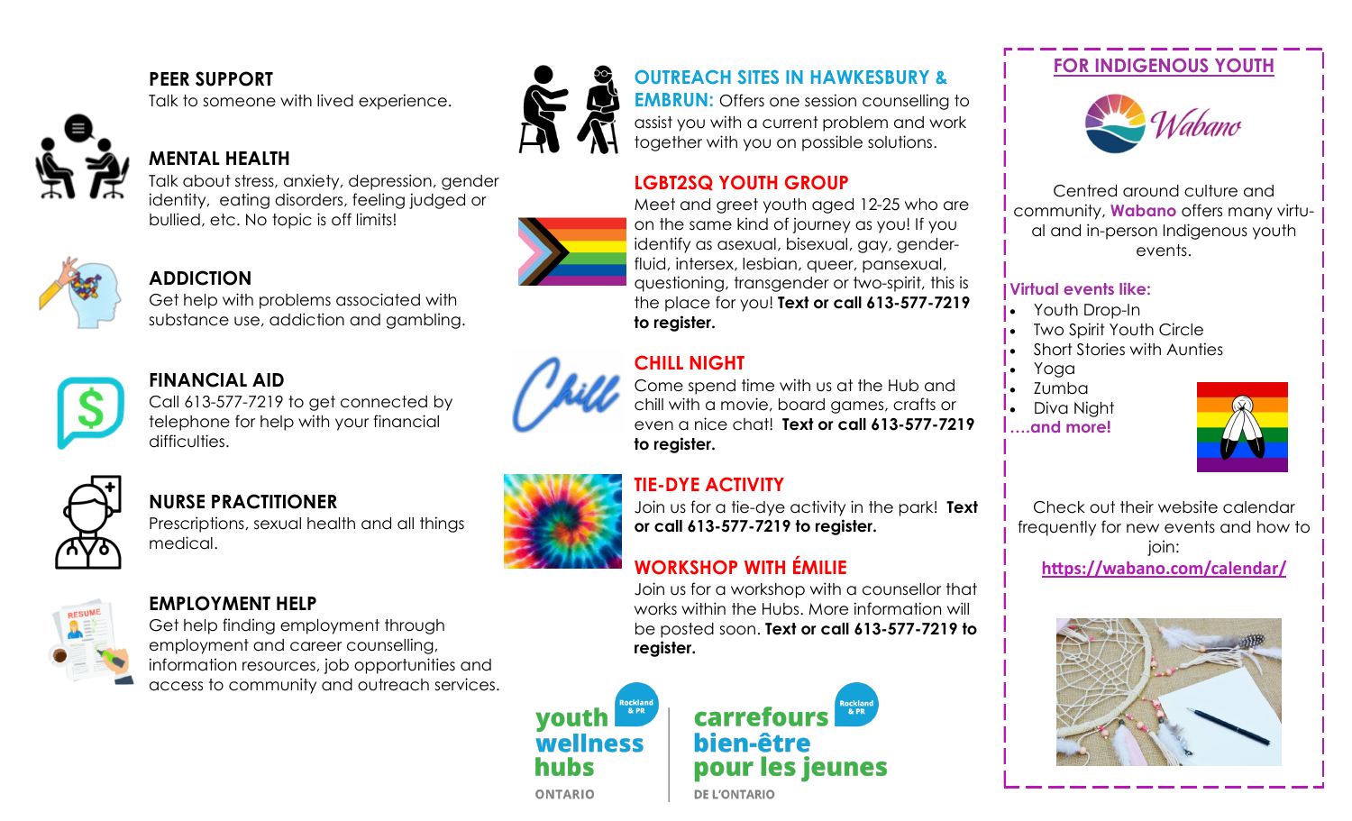### PEER SUPPORT

Talk to someone with lived experience.

### MENTAL HEALTH

Talk about stress, anxiety, depression, gender identity, eating disorders, feeling judged or bullied, etc. No topic is off limits!

### ADDICTION

Get help with problems associated with substance use, addiction and gambling.

### FINANCIAL AID

Call 613-577-7219 to get connected by telephone for help with your financial difficulties.

### NURSE PRACTITIONER

Prescriptions, sexual health and all things medical.

### EMPLOYMENT HELP

Get help finding employment through employment and career counselling, information resources, job opportunities and access to community and outreach services.

### OUTREACH SITES IN HAWKESBURY & EMBRUN:

Offers one session counselling to assist you with a current problem and work together with you on possible solutions.

### LGBT2SQ YOUTH GROUP

Meet and greet youth aged 12-25 who are on the same kind of journey as you! If you identify as asexual, bisexual, gay, gender-fluid, intersex, lesbian, queer, pansexual, questioning, transgender or two-spirit, this is the place for you! **Text or call 613-577-7219 to register.**

### CHILL NIGHT

Come spend time with us at the Hub and chill with a movie, board games, crafts or even a nice chat! **Text or call 613-577-7219 to register.**

### TIE-DYE ACTIVITY

Join us for a tie-dye activity in the park! **Text or call 613-577-7219 to register.**

### WORKSHOP WITH ÉMILIE

Join us for a workshop with a counsellor that works within the Hubs. More information will be posted soon. **Text or call 613-577-7219 to register.**

youth wellness hubs ONTARIO — Rockland & PR

carrefours bien-être pour les jeunes DE L'ONTARIO — Rockland & PR

## FOR INDIGENOUS YOUTH

Wabano

Centred around culture and community, **Wabano** offers many virtual and in-person Indigenous youth events.

**Virtual events like:**

- Youth Drop-In
- Two Spirit Youth Circle
- Short Stories with Aunties
- Yoga
- Zumba
- Diva Night

**....and more!**

Check out their website calendar frequently for new events and how to join:

**https://wabano.com/calendar/**